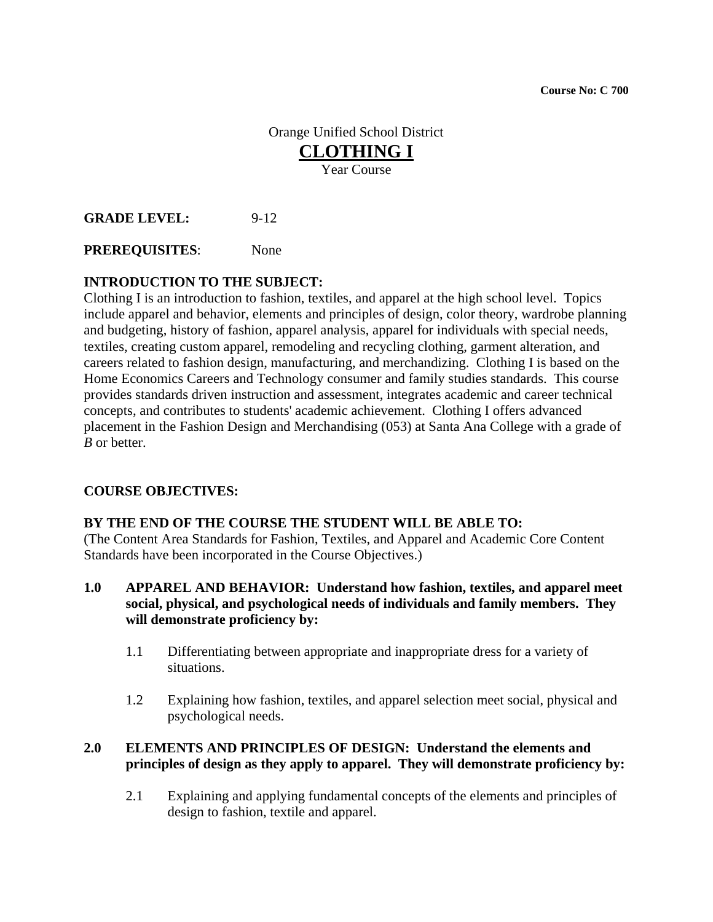**Course No: C 700**

Orange Unified School District

# CLOTHING I

Year Course

**GRADE LEVEL:** 9-12

**PREREQUISITES**: None

**INTRODUCTION TO THE SUBJECT:**

Clothing I is an introduction to fashion, textiles, and apparel at the high school level. Topics include apparel and behavior, elements and principles of design, color theory, wardrobe planning and budgeting, history of fashion, apparel analysis, apparel for individuals with special needs, textiles, creating custom apparel, remodeling and recycling clothing, garment alteration, and careers related to fashion design, manufacturing, and merchandizing. Clothing I is based on the Home Economics Careers and Technology consumer and family studies standards. This course provides standards driven instruction and assessment, integrates academic and career technical concepts, and contributes to students' academic achievement. Clothing I offers advanced placement in the Fashion Design and Merchandising (053) at Santa Ana College with a grade of *B* or better.

**COURSE OBJECTIVES:**

**BY THE END OF THE COURSE THE STUDENT WILL BE ABLE TO:**

(The Content Area Standards for Fashion, Textiles, and Apparel and Academic Core Content Standards have been incorporated in the Course Objectives.)

**1.0 APPAREL AND BEHAVIOR: Understand how fashion, textiles, and apparel meet social, physical, and psychological needs of individuals and family members. They will demonstrate proficiency by:**

1.1 Differentiating between appropriate and inappropriate dress for a variety of situations.

1.2 Explaining how fashion, textiles, and apparel selection meet social, physical and psychological needs.

**2.0 ELEMENTS AND PRINCIPLES OF DESIGN: Understand the elements and principles of design as they apply to apparel. They will demonstrate proficiency by:**

2.1 Explaining and applying fundamental concepts of the elements and principles of design to fashion, textile and apparel.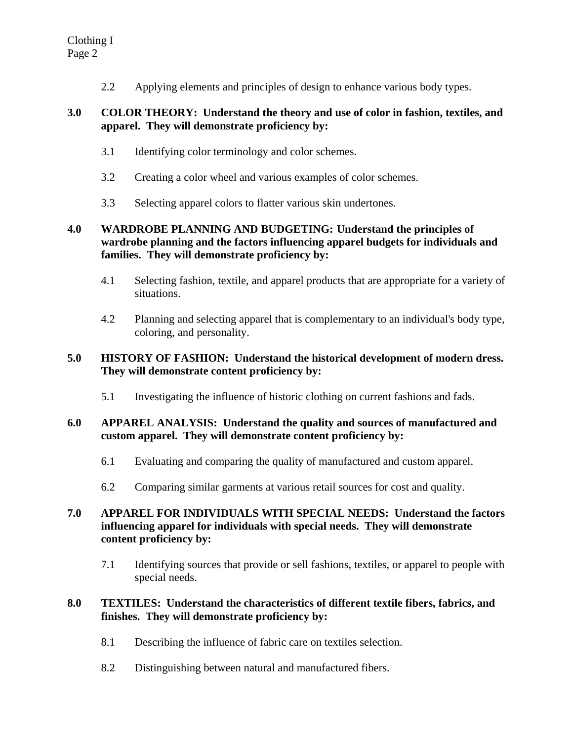2.2 Applying elements and principles of design to enhance various body types.

**3.0 COLOR THEORY: Understand the theory and use of color in fashion, textiles, and apparel. They will demonstrate proficiency by:**

3.1 Identifying color terminology and color schemes.

3.2 Creating a color wheel and various examples of color schemes.

3.3 Selecting apparel colors to flatter various skin undertones.

**4.0 WARDROBE PLANNING AND BUDGETING: Understand the principles of wardrobe planning and the factors influencing apparel budgets for individuals and families. They will demonstrate proficiency by:**

4.1 Selecting fashion, textile, and apparel products that are appropriate for a variety of situations.

4.2 Planning and selecting apparel that is complementary to an individual's body type, coloring, and personality.

**5.0 HISTORY OF FASHION: Understand the historical development of modern dress. They will demonstrate content proficiency by:**

5.1 Investigating the influence of historic clothing on current fashions and fads.

**6.0 APPAREL ANALYSIS: Understand the quality and sources of manufactured and custom apparel. They will demonstrate content proficiency by:**

6.1 Evaluating and comparing the quality of manufactured and custom apparel.

6.2 Comparing similar garments at various retail sources for cost and quality.

**7.0 APPAREL FOR INDIVIDUALS WITH SPECIAL NEEDS: Understand the factors influencing apparel for individuals with special needs. They will demonstrate content proficiency by:**

7.1 Identifying sources that provide or sell fashions, textiles, or apparel to people with special needs.

**8.0 TEXTILES: Understand the characteristics of different textile fibers, fabrics, and finishes. They will demonstrate proficiency by:**

8.1 Describing the influence of fabric care on textiles selection.

8.2 Distinguishing between natural and manufactured fibers.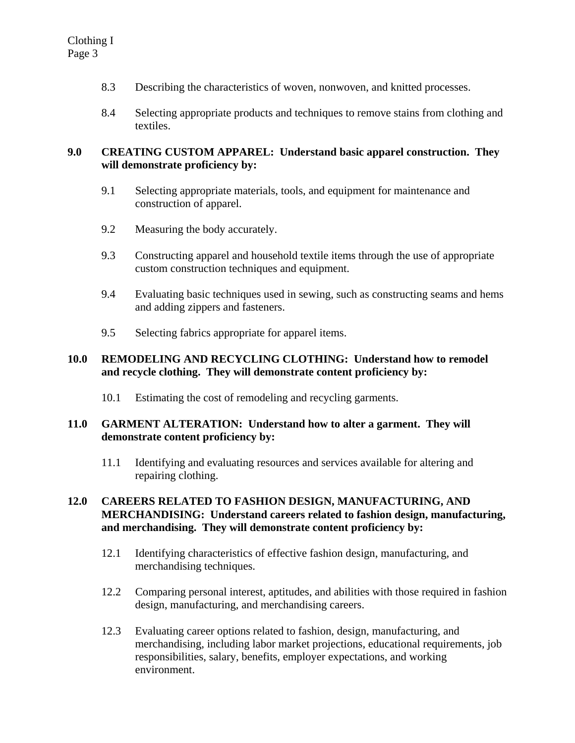8.3 Describing the characteristics of woven, nonwoven, and knitted processes.

8.4 Selecting appropriate products and techniques to remove stains from clothing and textiles.

**9.0 CREATING CUSTOM APPAREL: Understand basic apparel construction. They will demonstrate proficiency by:**

9.1 Selecting appropriate materials, tools, and equipment for maintenance and construction of apparel.

9.2 Measuring the body accurately.

9.3 Constructing apparel and household textile items through the use of appropriate custom construction techniques and equipment.

9.4 Evaluating basic techniques used in sewing, such as constructing seams and hems and adding zippers and fasteners.

9.5 Selecting fabrics appropriate for apparel items.

**10.0 REMODELING AND RECYCLING CLOTHING: Understand how to remodel and recycle clothing. They will demonstrate content proficiency by:**

10.1 Estimating the cost of remodeling and recycling garments.

**11.0 GARMENT ALTERATION: Understand how to alter a garment. They will demonstrate content proficiency by:**

11.1 Identifying and evaluating resources and services available for altering and repairing clothing.

**12.0 CAREERS RELATED TO FASHION DESIGN, MANUFACTURING, AND MERCHANDISING: Understand careers related to fashion design, manufacturing, and merchandising. They will demonstrate content proficiency by:**

12.1 Identifying characteristics of effective fashion design, manufacturing, and merchandising techniques.

12.2 Comparing personal interest, aptitudes, and abilities with those required in fashion design, manufacturing, and merchandising careers.

12.3 Evaluating career options related to fashion, design, manufacturing, and merchandising, including labor market projections, educational requirements, job responsibilities, salary, benefits, employer expectations, and working environment.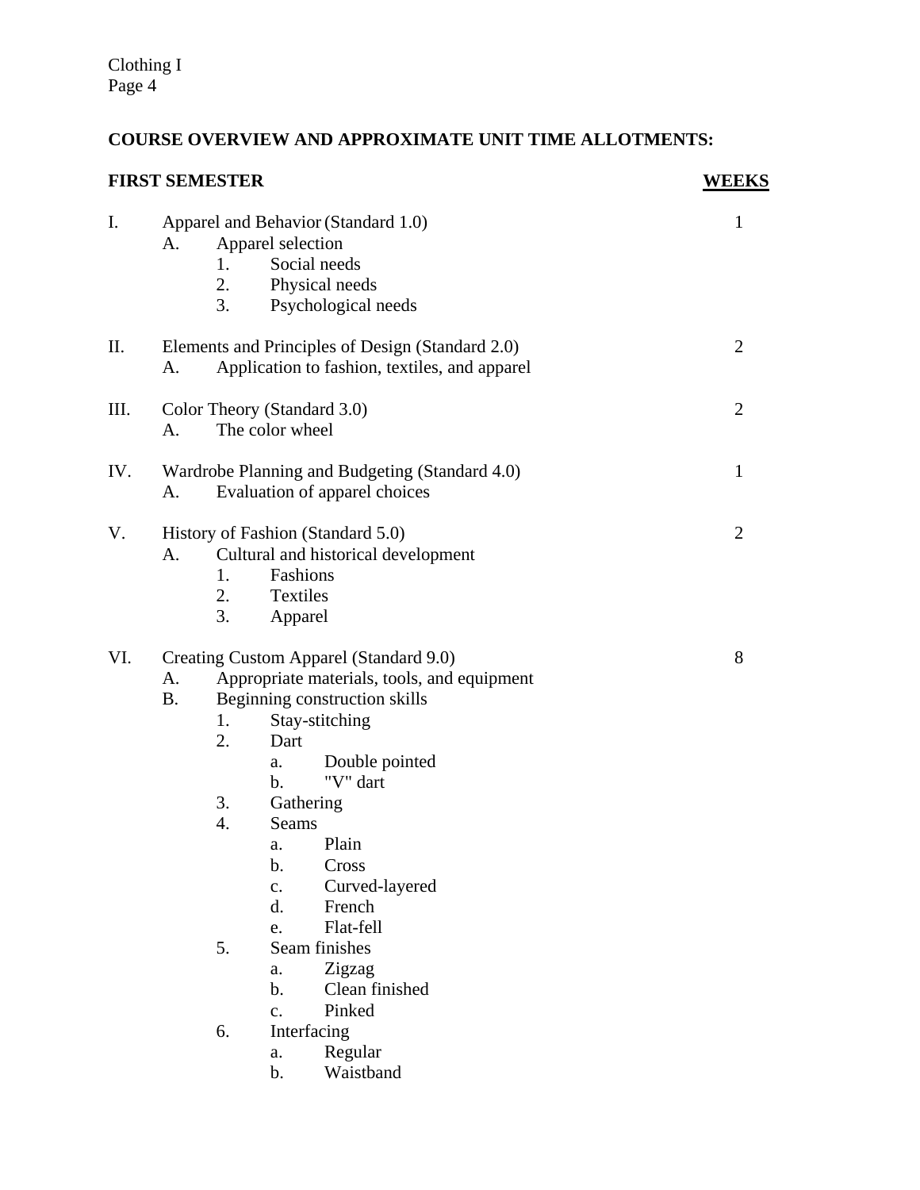## COURSE OVERVIEW AND APPROXIMATE UNIT TIME ALLOTMENTS:

| FIRST SEMESTER | WEEKS |
|---|---|
| I. Apparel and Behavior (Standard 1.0) | 1 |
| II. Elements and Principles of Design (Standard 2.0) | 2 |
| III. Color Theory (Standard 3.0) | 2 |
| IV. Wardrobe Planning and Budgeting (Standard 4.0) | 1 |
| V. History of Fashion (Standard 5.0) | 2 |
| VI. Creating Custom Apparel (Standard 9.0) | 8 |

I. Apparel and Behavior (Standard 1.0) — 1
   - A. Apparel selection
     1. Social needs
     2. Physical needs
     3. Psychological needs

II. Elements and Principles of Design (Standard 2.0) — 2
   - A. Application to fashion, textiles, and apparel

III. Color Theory (Standard 3.0) — 2
   - A. The color wheel

IV. Wardrobe Planning and Budgeting (Standard 4.0) — 1
   - A. Evaluation of apparel choices

V. History of Fashion (Standard 5.0) — 2
   - A. Cultural and historical development
     1. Fashions
     2. Textiles
     3. Apparel

VI. Creating Custom Apparel (Standard 9.0) — 8
   - A. Appropriate materials, tools, and equipment
   - B. Beginning construction skills
     1. Stay-stitching
     2. Dart
        - a. Double pointed
        - b. "V" dart
     3. Gathering
     4. Seams
        - a. Plain
        - b. Cross
        - c. Curved-layered
        - d. French
        - e. Flat-fell
     5. Seam finishes
        - a. Zigzag
        - b. Clean finished
        - c. Pinked
     6. Interfacing
        - a. Regular
        - b. Waistband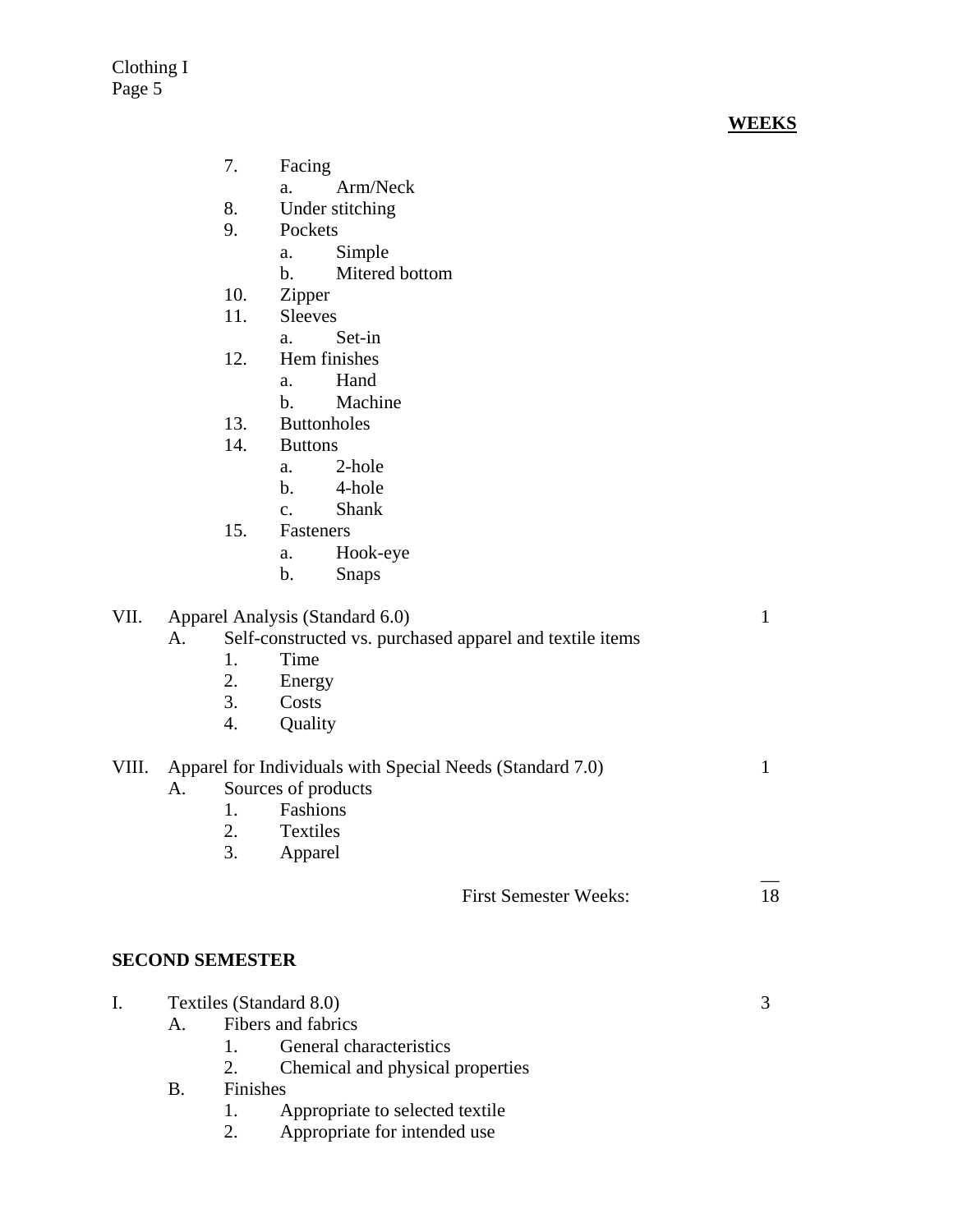**WEEKS**

7. Facing
    a. Arm/Neck
8. Under stitching
9. Pockets
    a. Simple
    b. Mitered bottom
10. Zipper
11. Sleeves
    a. Set-in
12. Hem finishes
    a. Hand
    b. Machine
13. Buttonholes
14. Buttons
    a. 2-hole
    b. 4-hole
    c. Shank
15. Fasteners
    a. Hook-eye
    b. Snaps

VII. Apparel Analysis (Standard 6.0) — 1

- A. Self-constructed vs. purchased apparel and textile items
    1. Time
    2. Energy
    3. Costs
    4. Quality

VIII. Apparel for Individuals with Special Needs (Standard 7.0) — 1

- A. Sources of products
    1. Fashions
    2. Textiles
    3. Apparel

First Semester Weeks: 18

**SECOND SEMESTER**

I. Textiles (Standard 8.0) — 3

- A. Fibers and fabrics
    1. General characteristics
    2. Chemical and physical properties
- B. Finishes
    1. Appropriate to selected textile
    2. Appropriate for intended use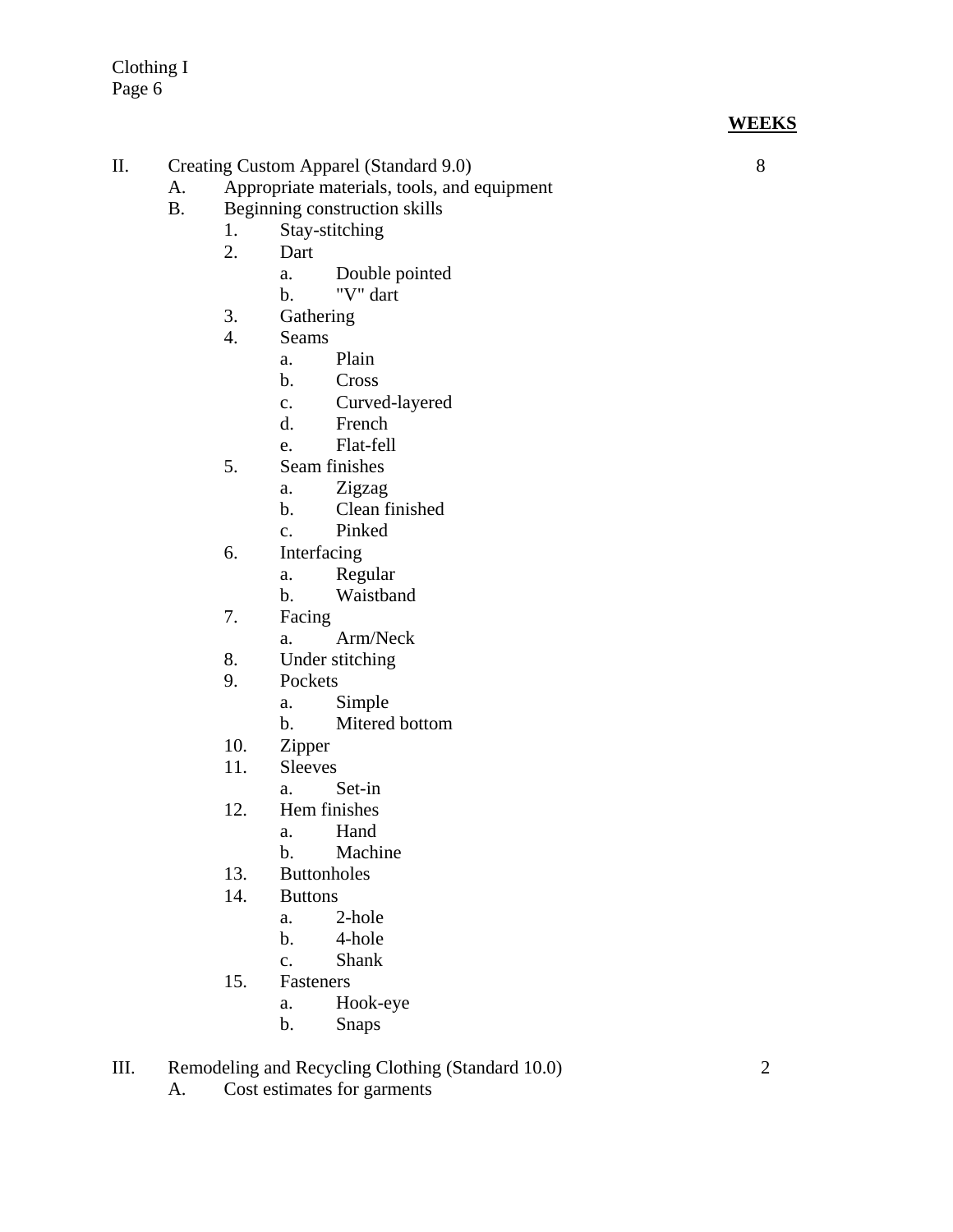**WEEKS**

- II. Creating Custom Apparel (Standard 9.0) — 8
  - A. Appropriate materials, tools, and equipment
  - B. Beginning construction skills
    1. Stay-stitching
    2. Dart
       - a. Double pointed
       - b. "V" dart
    3. Gathering
    4. Seams
       - a. Plain
       - b. Cross
       - c. Curved-layered
       - d. French
       - e. Flat-fell
    5. Seam finishes
       - a. Zigzag
       - b. Clean finished
       - c. Pinked
    6. Interfacing
       - a. Regular
       - b. Waistband
    7. Facing
       - a. Arm/Neck
    8. Under stitching
    9. Pockets
       - a. Simple
       - b. Mitered bottom
    10. Zipper
    11. Sleeves
        - a. Set-in
    12. Hem finishes
        - a. Hand
        - b. Machine
    13. Buttonholes
    14. Buttons
        - a. 2-hole
        - b. 4-hole
        - c. Shank
    15. Fasteners
        - a. Hook-eye
        - b. Snaps

- III. Remodeling and Recycling Clothing (Standard 10.0) — 2
  - A. Cost estimates for garments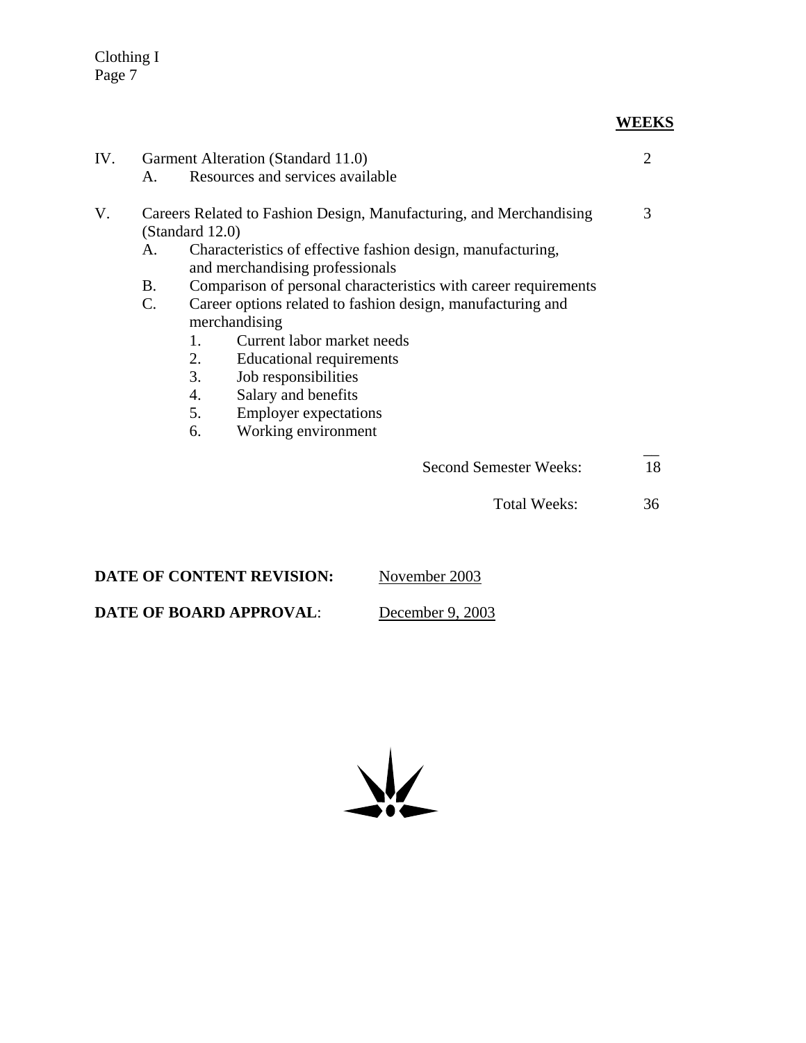**WEEKS**

IV. Garment Alteration (Standard 11.0) — 2

- A. Resources and services available

V. Careers Related to Fashion Design, Manufacturing, and Merchandising (Standard 12.0) — 3

- A. Characteristics of effective fashion design, manufacturing, and merchandising professionals
- B. Comparison of personal characteristics with career requirements
- C. Career options related to fashion design, manufacturing and merchandising
  1. Current labor market needs
  2. Educational requirements
  3. Job responsibilities
  4. Salary and benefits
  5. Employer expectations
  6. Working environment

Second Semester Weeks: 18

Total Weeks: 36

**DATE OF CONTENT REVISION:** November 2003

**DATE OF BOARD APPROVAL**: December 9, 2003